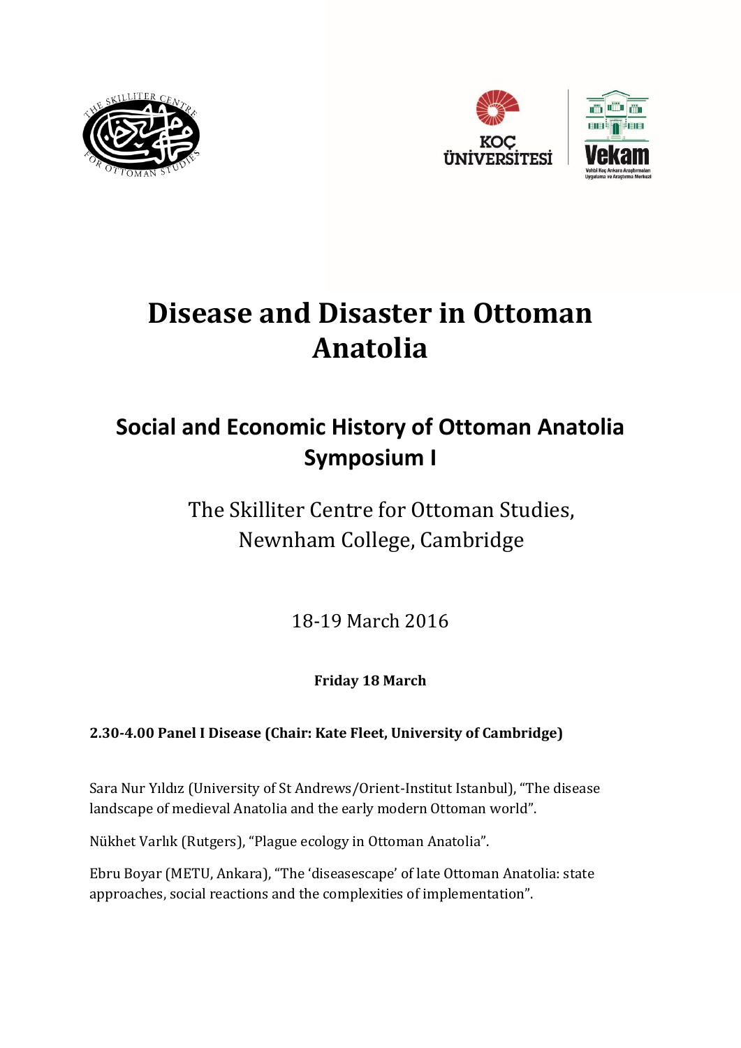# Disease and Disaster in Ottoman Anatolia

## Social and Economic History of Ottoman Anatolia Symposium I

The Skilliter Centre for Ottoman Studies, Newnham College, Cambridge

18-19 March 2016

**Friday 18 March**

**2.30-4.00 Panel I Disease (Chair: Kate Fleet, University of Cambridge)**

Sara Nur Yıldız (University of St Andrews/Orient-Institut Istanbul), "The disease landscape of medieval Anatolia and the early modern Ottoman world".

Nükhet Varlık (Rutgers), "Plague ecology in Ottoman Anatolia".

Ebru Boyar (METU, Ankara), "The 'diseasescape' of late Ottoman Anatolia: state approaches, social reactions and the complexities of implementation".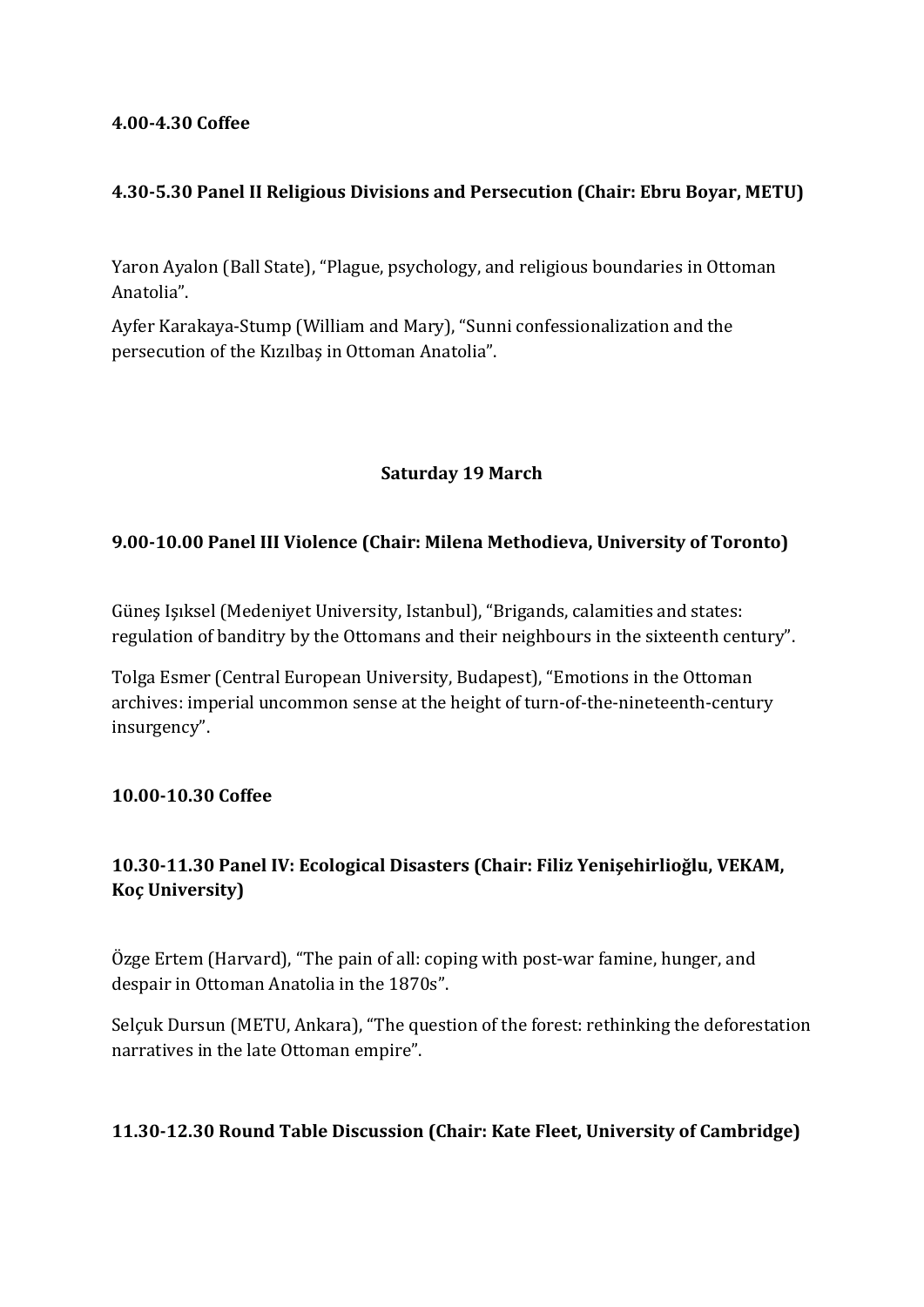**4.00-4.30 Coffee**

**4.30-5.30 Panel II Religious Divisions and Persecution (Chair: Ebru Boyar, METU)**

Yaron Ayalon (Ball State), "Plague, psychology, and religious boundaries in Ottoman Anatolia".

Ayfer Karakaya-Stump (William and Mary), "Sunni confessionalization and the persecution of the Kızılbaş in Ottoman Anatolia".

## Saturday 19 March

**9.00-10.00 Panel III Violence (Chair: Milena Methodieva, University of Toronto)**

Güneş Işıksel (Medeniyet University, Istanbul), "Brigands, calamities and states: regulation of banditry by the Ottomans and their neighbours in the sixteenth century".

Tolga Esmer (Central European University, Budapest), "Emotions in the Ottoman archives: imperial uncommon sense at the height of turn-of-the-nineteenth-century insurgency".

**10.00-10.30 Coffee**

**10.30-11.30 Panel IV: Ecological Disasters (Chair: Filiz Yenişehirlioğlu, VEKAM, Koç University)**

Özge Ertem (Harvard), "The pain of all: coping with post-war famine, hunger, and despair in Ottoman Anatolia in the 1870s".

Selçuk Dursun (METU, Ankara), "The question of the forest: rethinking the deforestation narratives in the late Ottoman empire".

**11.30-12.30 Round Table Discussion (Chair: Kate Fleet, University of Cambridge)**